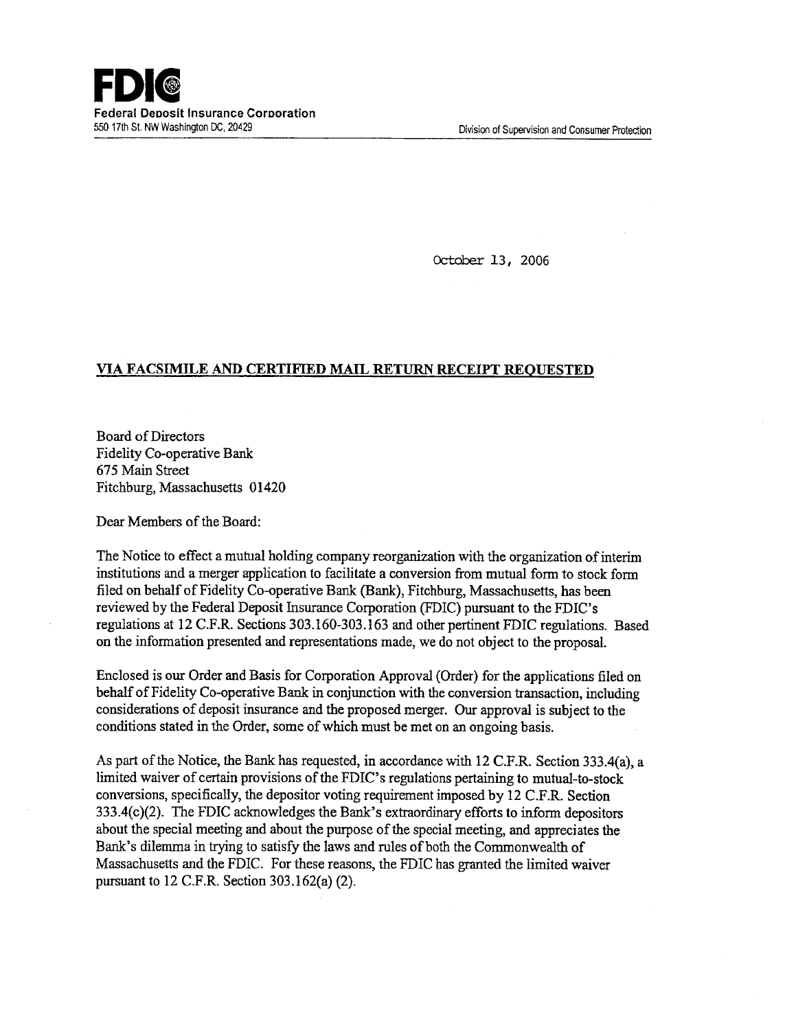**FDIC**

**Federal Deposit Insurance Corporation**

550 17th St. NW Washington DC, 20429

Division of Supervision and Consumer Protection

October 13, 2006

**VIA FACSIMILE AND CERTIFIED MAIL RETURN RECEIPT REQUESTED**

Board of Directors
Fidelity Co-operative Bank
675 Main Street
Fitchburg, Massachusetts 01420

Dear Members of the Board:

The Notice to effect a mutual holding company reorganization with the organization of interim institutions and a merger application to facilitate a conversion from mutual form to stock form filed on behalf of Fidelity Co-operative Bank (Bank), Fitchburg, Massachusetts, has been reviewed by the Federal Deposit Insurance Corporation (FDIC) pursuant to the FDIC's regulations at 12 C.F.R. Sections 303.160-303.163 and other pertinent FDIC regulations. Based on the information presented and representations made, we do not object to the proposal.

Enclosed is our Order and Basis for Corporation Approval (Order) for the applications filed on behalf of Fidelity Co-operative Bank in conjunction with the conversion transaction, including considerations of deposit insurance and the proposed merger. Our approval is subject to the conditions stated in the Order, some of which must be met on an ongoing basis.

As part of the Notice, the Bank has requested, in accordance with 12 C.F.R. Section 333.4(a), a limited waiver of certain provisions of the FDIC's regulations pertaining to mutual-to-stock conversions, specifically, the depositor voting requirement imposed by 12 C.F.R. Section 333.4(c)(2). The FDIC acknowledges the Bank's extraordinary efforts to inform depositors about the special meeting and about the purpose of the special meeting, and appreciates the Bank's dilemma in trying to satisfy the laws and rules of both the Commonwealth of Massachusetts and the FDIC. For these reasons, the FDIC has granted the limited waiver pursuant to 12 C.F.R. Section 303.162(a) (2).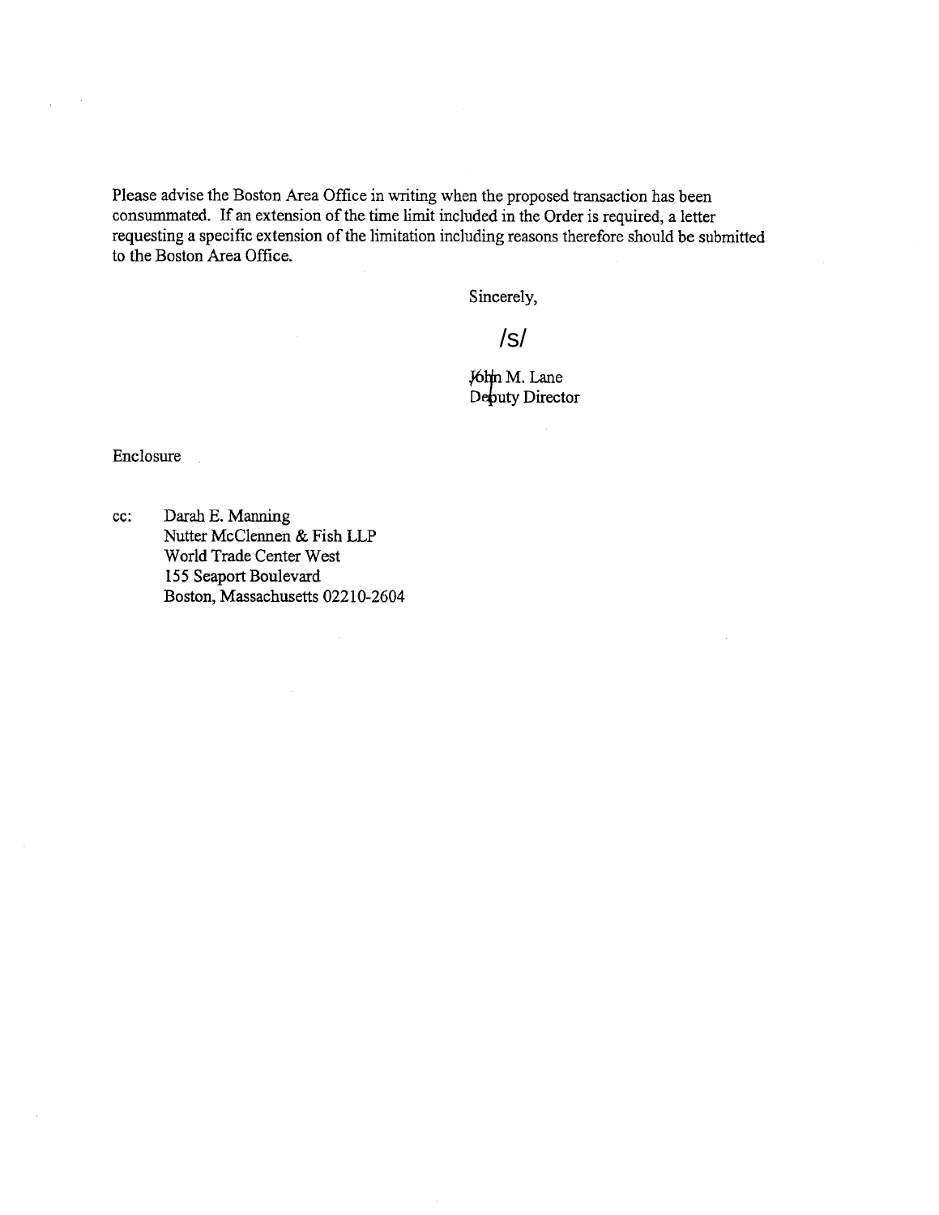Please advise the Boston Area Office in writing when the proposed transaction has been consummated. If an extension of the time limit included in the Order is required, a letter requesting a specific extension of the limitation including reasons therefore should be submitted to the Boston Area Office.

Sincerely,

/s/

John M. Lane
Deputy Director

Enclosure

cc: Darah E. Manning
Nutter McClennen & Fish LLP
World Trade Center West
155 Seaport Boulevard
Boston, Massachusetts 02210-2604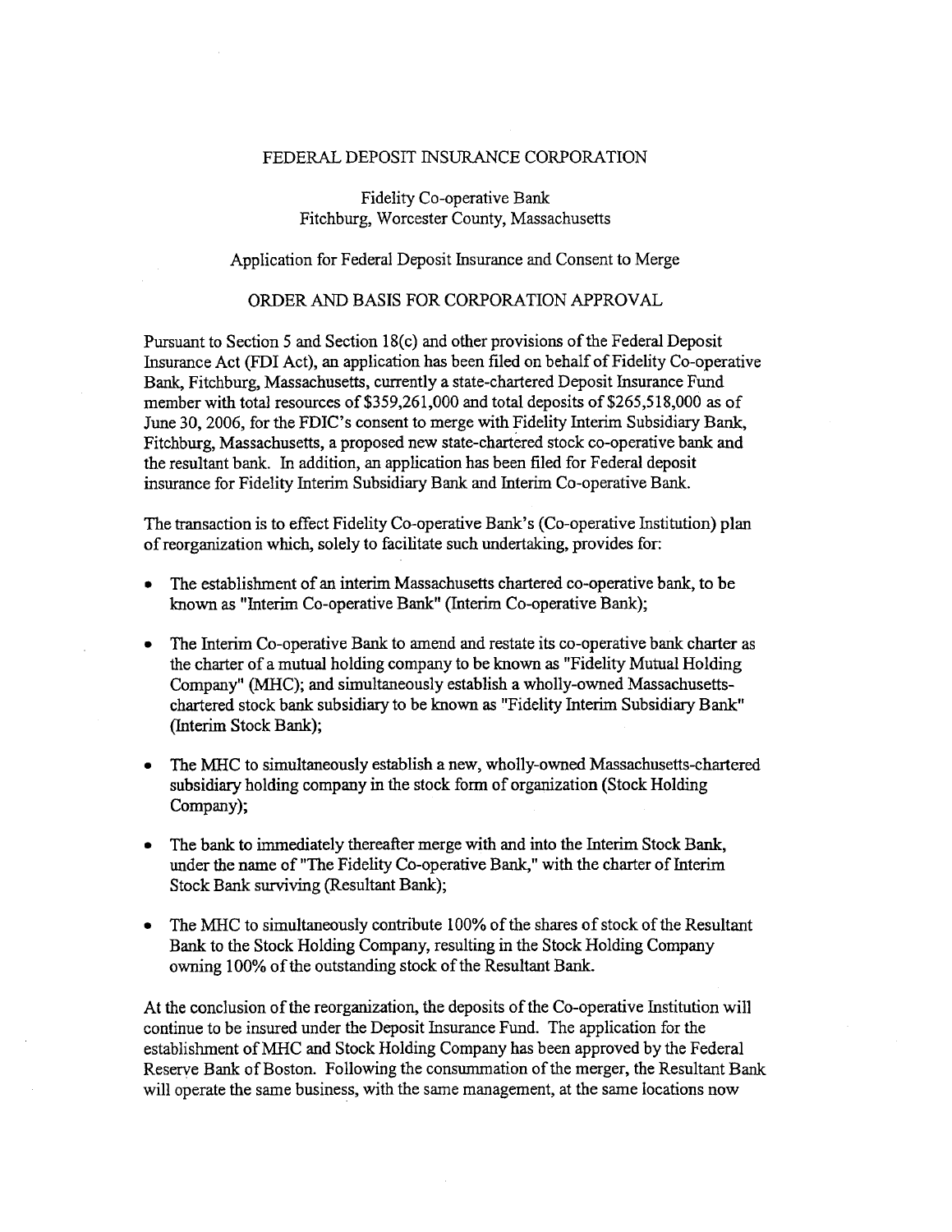FEDERAL DEPOSIT INSURANCE CORPORATION

Fidelity Co-operative Bank
Fitchburg, Worcester County, Massachusetts

Application for Federal Deposit Insurance and Consent to Merge

ORDER AND BASIS FOR CORPORATION APPROVAL

Pursuant to Section 5 and Section 18(c) and other provisions of the Federal Deposit Insurance Act (FDI Act), an application has been filed on behalf of Fidelity Co-operative Bank, Fitchburg, Massachusetts, currently a state-chartered Deposit Insurance Fund member with total resources of $359,261,000 and total deposits of $265,518,000 as of June 30, 2006, for the FDIC's consent to merge with Fidelity Interim Subsidiary Bank, Fitchburg, Massachusetts, a proposed new state-chartered stock co-operative bank and the resultant bank. In addition, an application has been filed for Federal deposit insurance for Fidelity Interim Subsidiary Bank and Interim Co-operative Bank.

The transaction is to effect Fidelity Co-operative Bank's (Co-operative Institution) plan of reorganization which, solely to facilitate such undertaking, provides for:

- The establishment of an interim Massachusetts chartered co-operative bank, to be known as "Interim Co-operative Bank" (Interim Co-operative Bank);
- The Interim Co-operative Bank to amend and restate its co-operative bank charter as the charter of a mutual holding company to be known as "Fidelity Mutual Holding Company" (MHC); and simultaneously establish a wholly-owned Massachusetts-chartered stock bank subsidiary to be known as "Fidelity Interim Subsidiary Bank" (Interim Stock Bank);
- The MHC to simultaneously establish a new, wholly-owned Massachusetts-chartered subsidiary holding company in the stock form of organization (Stock Holding Company);
- The bank to immediately thereafter merge with and into the Interim Stock Bank, under the name of "The Fidelity Co-operative Bank," with the charter of Interim Stock Bank surviving (Resultant Bank);
- The MHC to simultaneously contribute 100% of the shares of stock of the Resultant Bank to the Stock Holding Company, resulting in the Stock Holding Company owning 100% of the outstanding stock of the Resultant Bank.

At the conclusion of the reorganization, the deposits of the Co-operative Institution will continue to be insured under the Deposit Insurance Fund. The application for the establishment of MHC and Stock Holding Company has been approved by the Federal Reserve Bank of Boston. Following the consummation of the merger, the Resultant Bank will operate the same business, with the same management, at the same locations now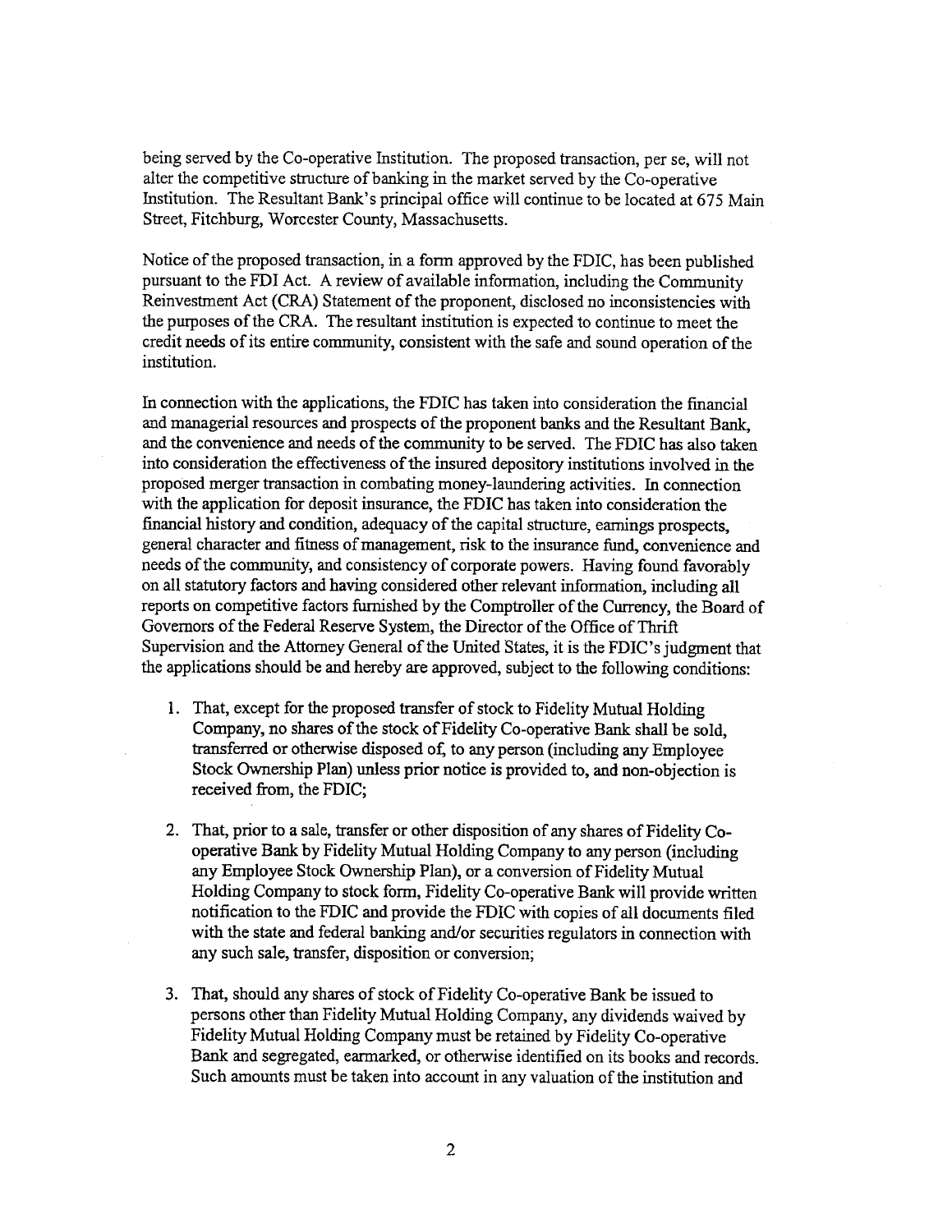being served by the Co-operative Institution. The proposed transaction, per se, will not alter the competitive structure of banking in the market served by the Co-operative Institution. The Resultant Bank's principal office will continue to be located at 675 Main Street, Fitchburg, Worcester County, Massachusetts.

Notice of the proposed transaction, in a form approved by the FDIC, has been published pursuant to the FDI Act. A review of available information, including the Community Reinvestment Act (CRA) Statement of the proponent, disclosed no inconsistencies with the purposes of the CRA. The resultant institution is expected to continue to meet the credit needs of its entire community, consistent with the safe and sound operation of the institution.

In connection with the applications, the FDIC has taken into consideration the financial and managerial resources and prospects of the proponent banks and the Resultant Bank, and the convenience and needs of the community to be served. The FDIC has also taken into consideration the effectiveness of the insured depository institutions involved in the proposed merger transaction in combating money-laundering activities. In connection with the application for deposit insurance, the FDIC has taken into consideration the financial history and condition, adequacy of the capital structure, earnings prospects, general character and fitness of management, risk to the insurance fund, convenience and needs of the community, and consistency of corporate powers. Having found favorably on all statutory factors and having considered other relevant information, including all reports on competitive factors furnished by the Comptroller of the Currency, the Board of Governors of the Federal Reserve System, the Director of the Office of Thrift Supervision and the Attorney General of the United States, it is the FDIC's judgment that the applications should be and hereby are approved, subject to the following conditions:

1. That, except for the proposed transfer of stock to Fidelity Mutual Holding Company, no shares of the stock of Fidelity Co-operative Bank shall be sold, transferred or otherwise disposed of, to any person (including any Employee Stock Ownership Plan) unless prior notice is provided to, and non-objection is received from, the FDIC;

2. That, prior to a sale, transfer or other disposition of any shares of Fidelity Co-operative Bank by Fidelity Mutual Holding Company to any person (including any Employee Stock Ownership Plan), or a conversion of Fidelity Mutual Holding Company to stock form, Fidelity Co-operative Bank will provide written notification to the FDIC and provide the FDIC with copies of all documents filed with the state and federal banking and/or securities regulators in connection with any such sale, transfer, disposition or conversion;

3. That, should any shares of stock of Fidelity Co-operative Bank be issued to persons other than Fidelity Mutual Holding Company, any dividends waived by Fidelity Mutual Holding Company must be retained by Fidelity Co-operative Bank and segregated, earmarked, or otherwise identified on its books and records. Such amounts must be taken into account in any valuation of the institution and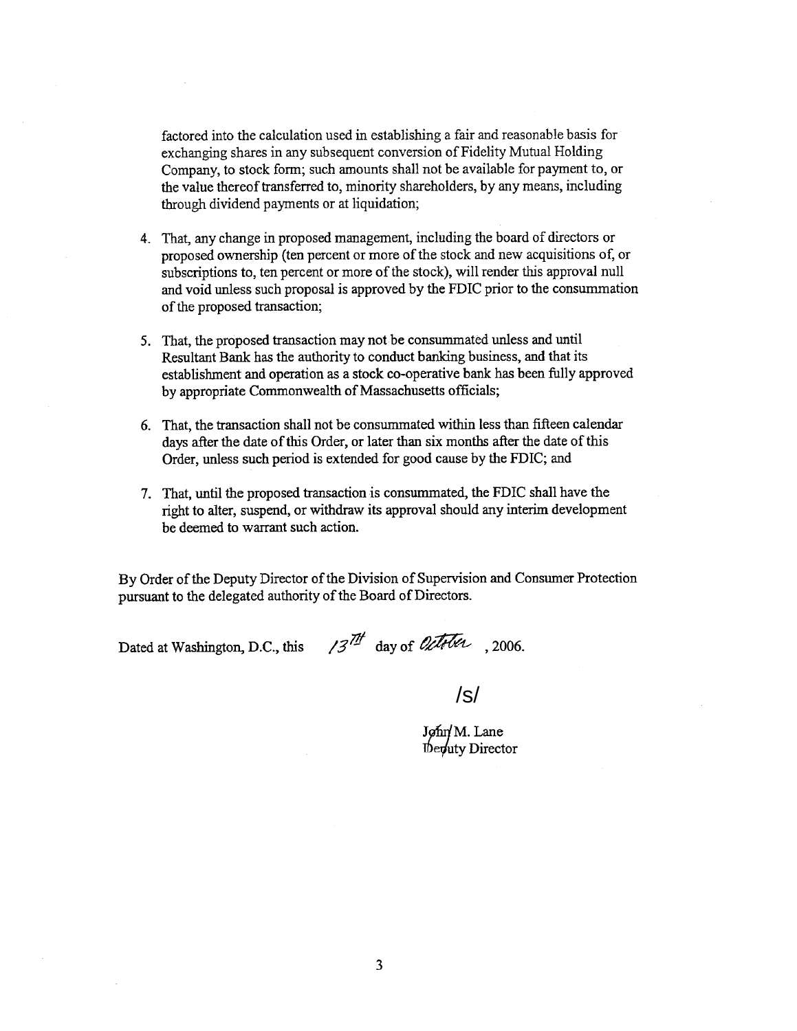factored into the calculation used in establishing a fair and reasonable basis for exchanging shares in any subsequent conversion of Fidelity Mutual Holding Company, to stock form; such amounts shall not be available for payment to, or the value thereof transferred to, minority shareholders, by any means, including through dividend payments or at liquidation;

4. That, any change in proposed management, including the board of directors or proposed ownership (ten percent or more of the stock and new acquisitions of, or subscriptions to, ten percent or more of the stock), will render this approval null and void unless such proposal is approved by the FDIC prior to the consummation of the proposed transaction;

5. That, the proposed transaction may not be consummated unless and until Resultant Bank has the authority to conduct banking business, and that its establishment and operation as a stock co-operative bank has been fully approved by appropriate Commonwealth of Massachusetts officials;

6. That, the transaction shall not be consummated within less than fifteen calendar days after the date of this Order, or later than six months after the date of this Order, unless such period is extended for good cause by the FDIC; and

7. That, until the proposed transaction is consummated, the FDIC shall have the right to alter, suspend, or withdraw its approval should any interim development be deemed to warrant such action.

By Order of the Deputy Director of the Division of Supervision and Consumer Protection pursuant to the delegated authority of the Board of Directors.

Dated at Washington, D.C., this 13th day of October, 2006.

/s/

John M. Lane
Deputy Director